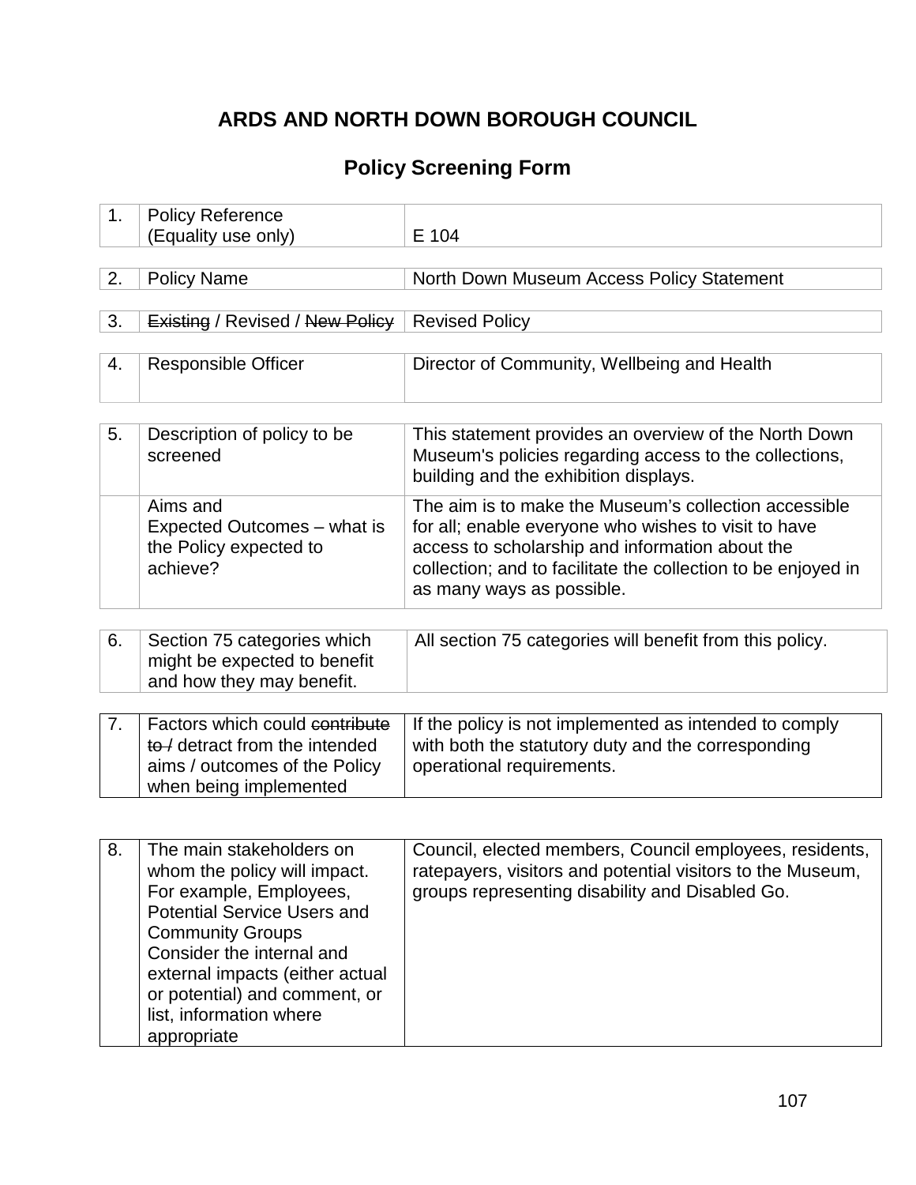# ARDS AND NORTH DOWN BOROUGH COUNCIL

## Policy Screening Form

| | | |
|---|---|---|
| 1. | Policy Reference (Equality use only) | E 104 |
| 2. | Policy Name | North Down Museum Access Policy Statement |
| 3. | ~~Existing~~ / Revised / ~~New Policy~~ | Revised Policy |
| 4. | Responsible Officer | Director of Community, Wellbeing and Health |
| 5. | Description of policy to be screened | This statement provides an overview of the North Down Museum's policies regarding access to the collections, building and the exhibition displays. |
| | Aims and Expected Outcomes – what is the Policy expected to achieve? | The aim is to make the Museum's collection accessible for all; enable everyone who wishes to visit to have access to scholarship and information about the collection; and to facilitate the collection to be enjoyed in as many ways as possible. |
| 6. | Section 75 categories which might be expected to benefit and how they may benefit. | All section 75 categories will benefit from this policy. |
| 7. | Factors which could ~~contribute to /~~ detract from the intended aims / outcomes of the Policy when being implemented | If the policy is not implemented as intended to comply with both the statutory duty and the corresponding operational requirements. |
| 8. | The main stakeholders on whom the policy will impact. For example, Employees, Potential Service Users and Community Groups Consider the internal and external impacts (either actual or potential) and comment, or list, information where appropriate | Council, elected members, Council employees, residents, ratepayers, visitors and potential visitors to the Museum, groups representing disability and Disabled Go. |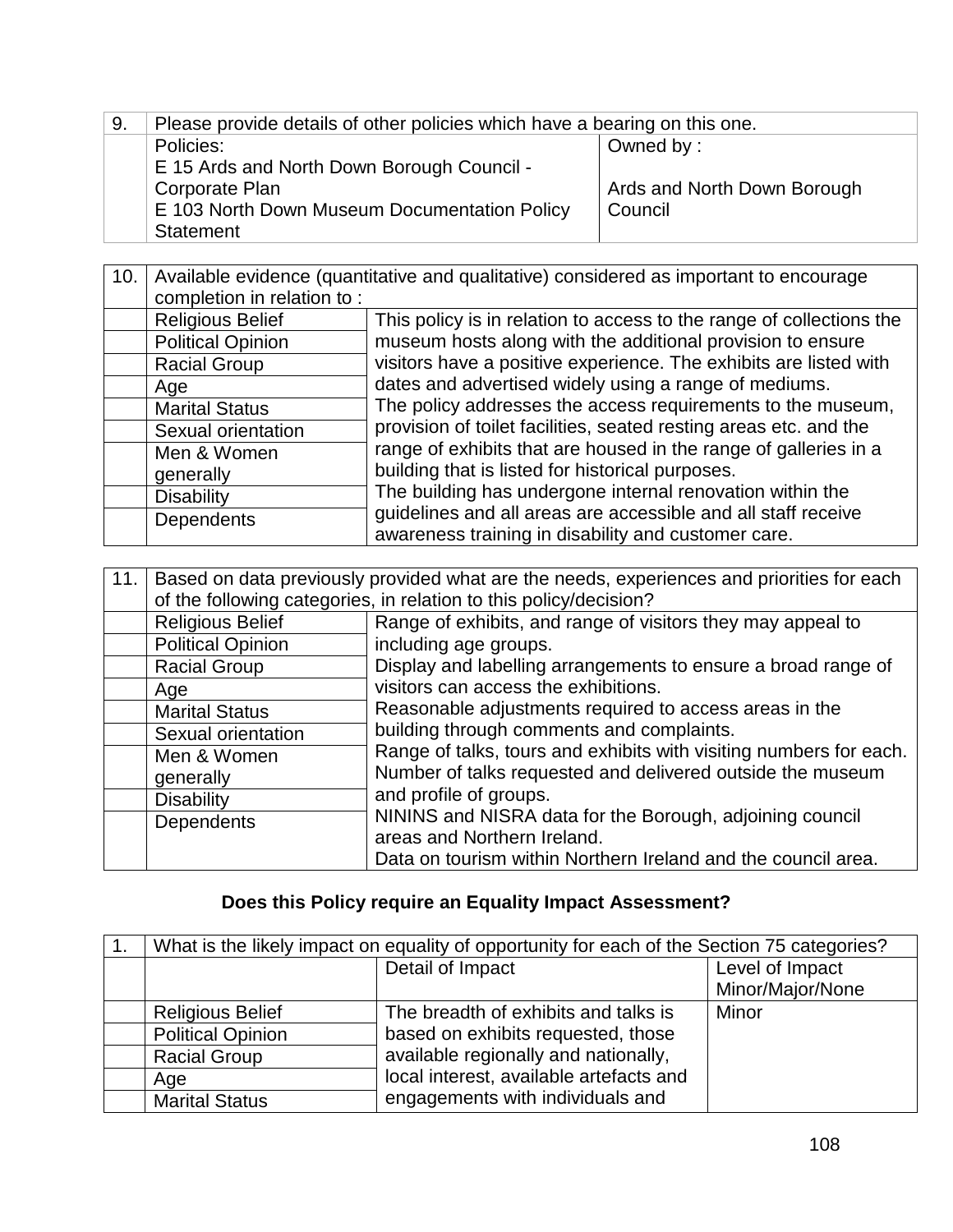| 9. | Please provide details of other policies which have a bearing on this one. | |
|---|---|---|
| | Policies:<br>E 15 Ards and North Down Borough Council - Corporate Plan<br>E 103 North Down Museum Documentation Policy Statement | Owned by :<br><br>Ards and North Down Borough Council |

| 10. | Available evidence (quantitative and qualitative) considered as important to encourage completion in relation to : | |
|---|---|---|
| | Religious Belief | This policy is in relation to access to the range of collections the museum hosts along with the additional provision to ensure visitors have a positive experience. The exhibits are listed with dates and advertised widely using a range of mediums.<br>The policy addresses the access requirements to the museum, provision of toilet facilities, seated resting areas etc. and the range of exhibits that are housed in the range of galleries in a building that is listed for historical purposes.<br>The building has undergone internal renovation within the guidelines and all areas are accessible and all staff receive awareness training in disability and customer care. |
| | Political Opinion | |
| | Racial Group | |
| | Age | |
| | Marital Status | |
| | Sexual orientation | |
| | Men & Women generally | |
| | Disability | |
| | Dependents | |

| 11. | Based on data previously provided what are the needs, experiences and priorities for each of the following categories, in relation to this policy/decision? | |
|---|---|---|
| | Religious Belief | Range of exhibits, and range of visitors they may appeal to including age groups.<br>Display and labelling arrangements to ensure a broad range of visitors can access the exhibitions.<br>Reasonable adjustments required to access areas in the building through comments and complaints.<br>Range of talks, tours and exhibits with visiting numbers for each.<br>Number of talks requested and delivered outside the museum and profile of groups.<br>NININS and NISRA data for the Borough, adjoining council areas and Northern Ireland.<br>Data on tourism within Northern Ireland and the council area. |
| | Political Opinion | |
| | Racial Group | |
| | Age | |
| | Marital Status | |
| | Sexual orientation | |
| | Men & Women generally | |
| | Disability | |
| | Dependents | |

**Does this Policy require an Equality Impact Assessment?**

| 1. | What is the likely impact on equality of opportunity for each of the Section 75 categories? | | |
|---|---|---|---|
| | | Detail of Impact | Level of Impact Minor/Major/None |
| | Religious Belief | The breadth of exhibits and talks is based on exhibits requested, those available regionally and nationally, local interest, available artefacts and engagements with individuals and | Minor |
| | Political Opinion | | |
| | Racial Group | | |
| | Age | | |
| | Marital Status | | |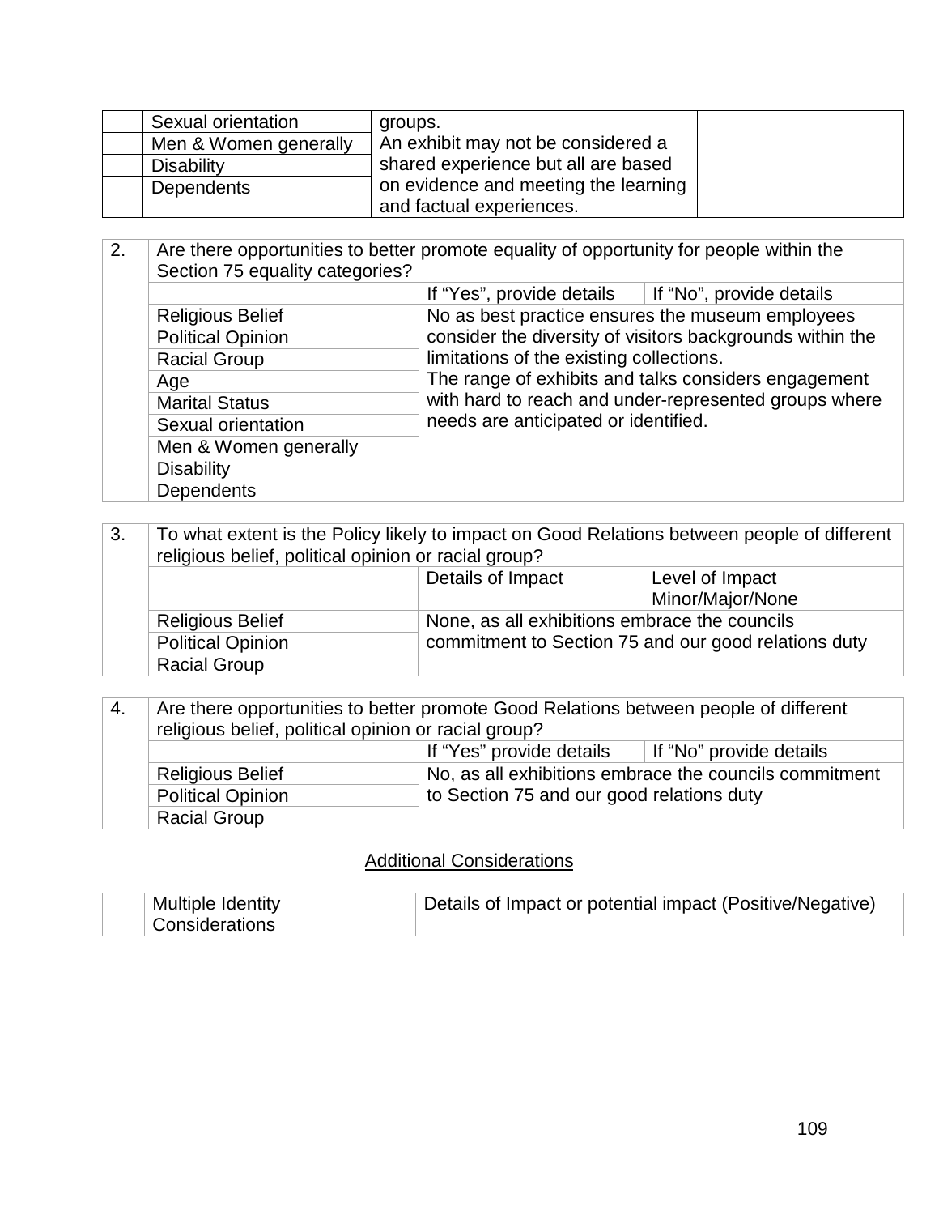| | | | |
|---|---|---|---|
| | Sexual orientation | groups.<br>An exhibit may not be considered a shared experience but all are based on evidence and meeting the learning and factual experiences. | |
| | Men & Women generally | | |
| | Disability | | |
| | Dependents | | |

| 2. | Are there opportunities to better promote equality of opportunity for people within the Section 75 equality categories? | | |
|---|---|---|---|
| | | If “Yes”, provide details | If “No”, provide details |
| | Religious Belief | No as best practice ensures the museum employees consider the diversity of visitors backgrounds within the limitations of the existing collections.<br>The range of exhibits and talks considers engagement with hard to reach and under-represented groups where needs are anticipated or identified. | |
| | Political Opinion | | |
| | Racial Group | | |
| | Age | | |
| | Marital Status | | |
| | Sexual orientation | | |
| | Men & Women generally | | |
| | Disability | | |
| | Dependents | | |

| 3. | To what extent is the Policy likely to impact on Good Relations between people of different religious belief, political opinion or racial group? | | |
|---|---|---|---|
| | | Details of Impact | Level of Impact Minor/Major/None |
| | Religious Belief | None, as all exhibitions embrace the councils commitment to Section 75 and our good relations duty | |
| | Political Opinion | | |
| | Racial Group | | |

| 4. | Are there opportunities to better promote Good Relations between people of different religious belief, political opinion or racial group? | | |
|---|---|---|---|
| | | If “Yes” provide details | If “No” provide details |
| | Religious Belief | No, as all exhibitions embrace the councils commitment to Section 75 and our good relations duty | |
| | Political Opinion | | |
| | Racial Group | | |

## Additional Considerations

| | Multiple Identity Considerations | Details of Impact or potential impact (Positive/Negative) |
|---|---|---|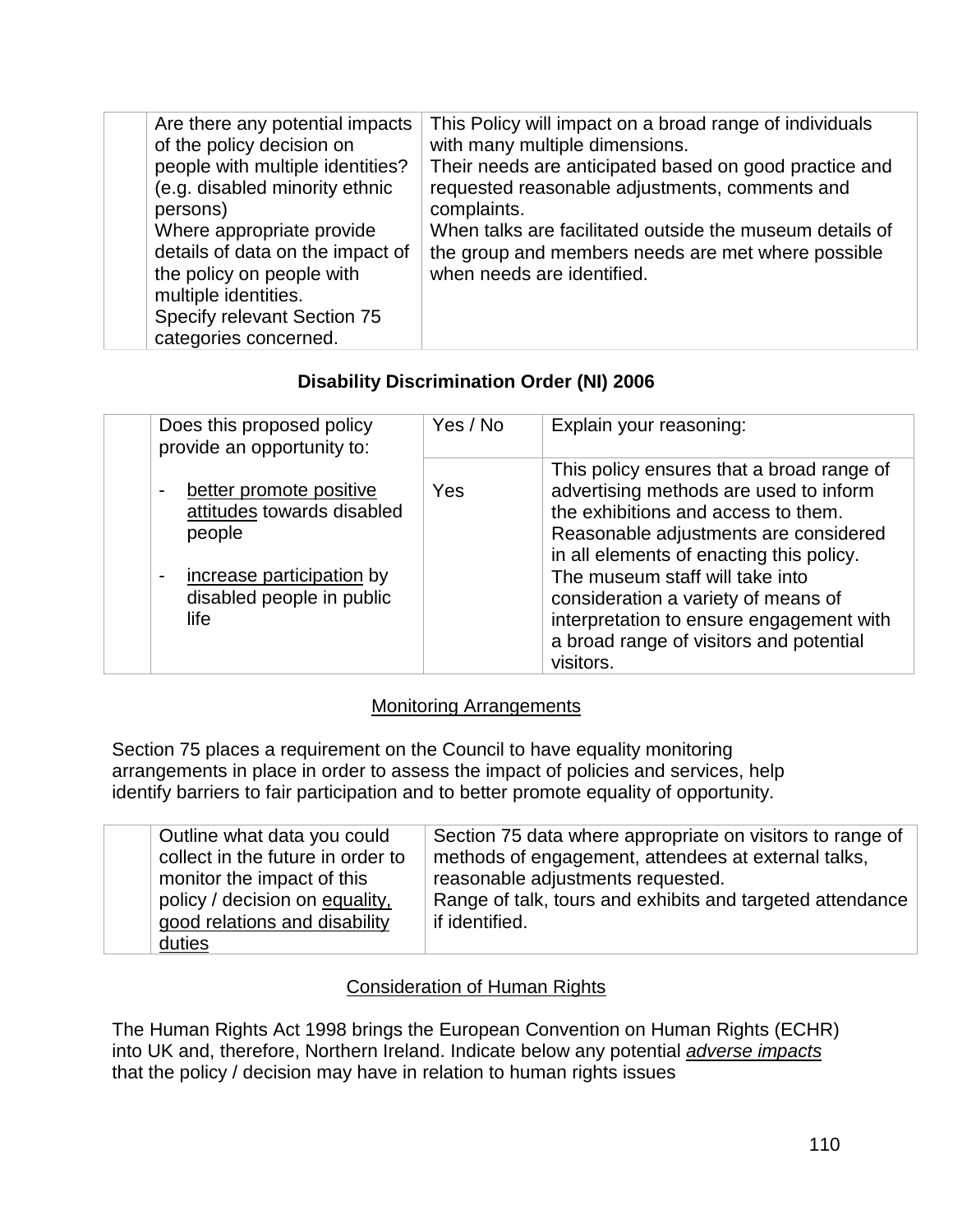| | Are there any potential impacts of the policy decision on people with multiple identities? (e.g. disabled minority ethnic persons)<br>Where appropriate provide details of data on the impact of the policy on people with multiple identities.<br>Specify relevant Section 75 categories concerned. | This Policy will impact on a broad range of individuals with many multiple dimensions.<br>Their needs are anticipated based on good practice and requested reasonable adjustments, comments and complaints.<br>When talks are facilitated outside the museum details of the group and members needs are met where possible when needs are identified. |
|---|---|---|

**Disability Discrimination Order (NI) 2006**

| | Does this proposed policy provide an opportunity to: | Yes / No | Explain your reasoning: |
|---|---|---|---|
| | - <u>better promote positive attitudes</u> towards disabled people<br><br>- <u>increase participation</u> by disabled people in public life | Yes | This policy ensures that a broad range of advertising methods are used to inform the exhibitions and access to them. Reasonable adjustments are considered in all elements of enacting this policy. The museum staff will take into consideration a variety of means of interpretation to ensure engagement with a broad range of visitors and potential visitors. |

<u>Monitoring Arrangements</u>

Section 75 places a requirement on the Council to have equality monitoring arrangements in place in order to assess the impact of policies and services, help identify barriers to fair participation and to better promote equality of opportunity.

| | Outline what data you could collect in the future in order to monitor the impact of this policy / decision on <u>equality, good relations and disability duties</u> | Section 75 data where appropriate on visitors to range of methods of engagement, attendees at external talks, reasonable adjustments requested.<br>Range of talk, tours and exhibits and targeted attendance if identified. |
|---|---|---|

<u>Consideration of Human Rights</u>

The Human Rights Act 1998 brings the European Convention on Human Rights (ECHR) into UK and, therefore, Northern Ireland. Indicate below any potential <u>*adverse impacts*</u> that the policy / decision may have in relation to human rights issues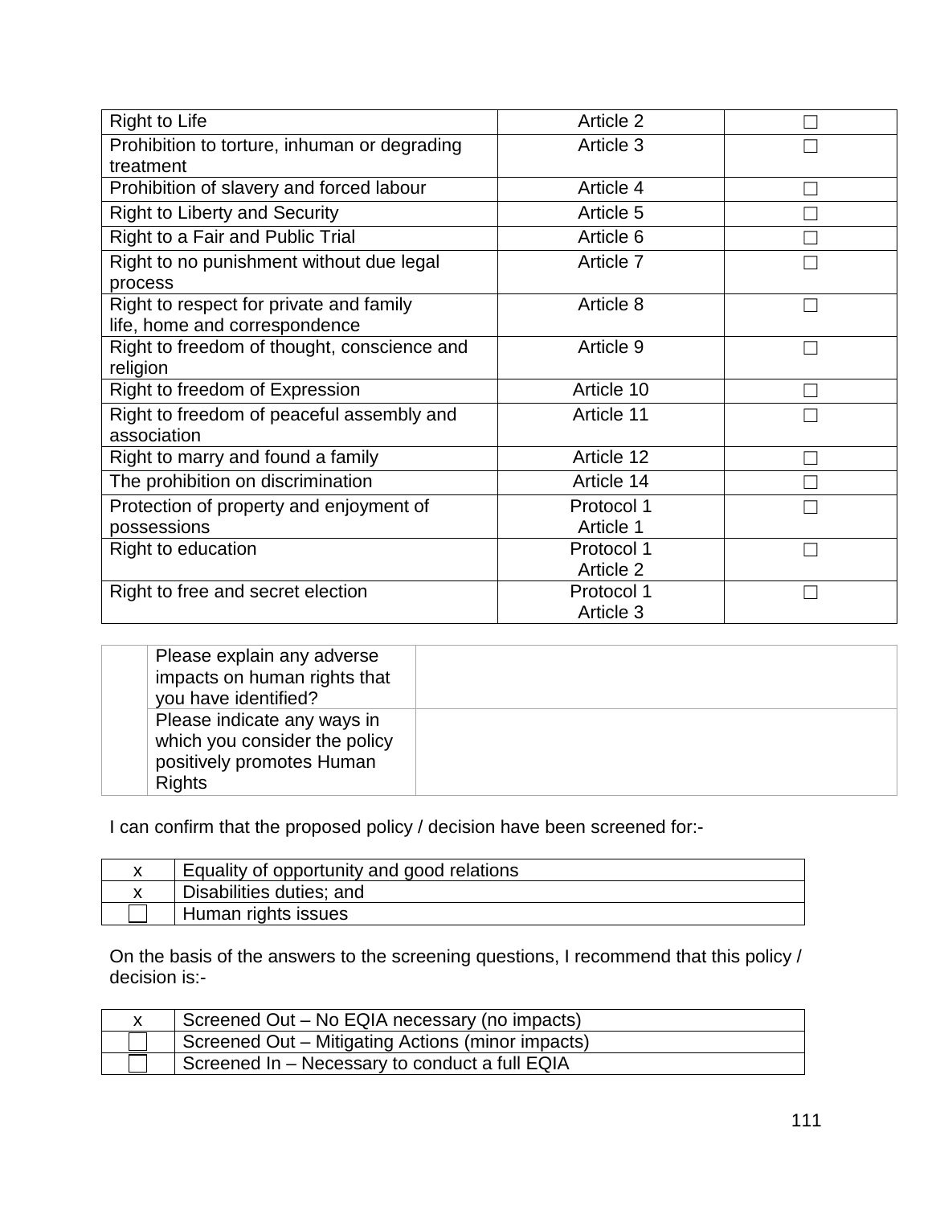| | | |
|---|---|---|
| Right to Life | Article 2 | ☐ |
| Prohibition to torture, inhuman or degrading treatment | Article 3 | ☐ |
| Prohibition of slavery and forced labour | Article 4 | ☐ |
| Right to Liberty and Security | Article 5 | ☐ |
| Right to a Fair and Public Trial | Article 6 | ☐ |
| Right to no punishment without due legal process | Article 7 | ☐ |
| Right to respect for private and family life, home and correspondence | Article 8 | ☐ |
| Right to freedom of thought, conscience and religion | Article 9 | ☐ |
| Right to freedom of Expression | Article 10 | ☐ |
| Right to freedom of peaceful assembly and association | Article 11 | ☐ |
| Right to marry and found a family | Article 12 | ☐ |
| The prohibition on discrimination | Article 14 | ☐ |
| Protection of property and enjoyment of possessions | Protocol 1 Article 1 | ☐ |
| Right to education | Protocol 1 Article 2 | ☐ |
| Right to free and secret election | Protocol 1 Article 3 | ☐ |

| | | |
|---|---|---|
| | Please explain any adverse impacts on human rights that you have identified? | |
| | Please indicate any ways in which you consider the policy positively promotes Human Rights | |

I can confirm that the proposed policy / decision have been screened for:-

| | |
|---|---|
| x | Equality of opportunity and good relations |
| x | Disabilities duties; and |
| ☐ | Human rights issues |

On the basis of the answers to the screening questions, I recommend that this policy / decision is:-

| | |
|---|---|
| x | Screened Out – No EQIA necessary (no impacts) |
| ☐ | Screened Out – Mitigating Actions (minor impacts) |
| ☐ | Screened In – Necessary to conduct a full EQIA |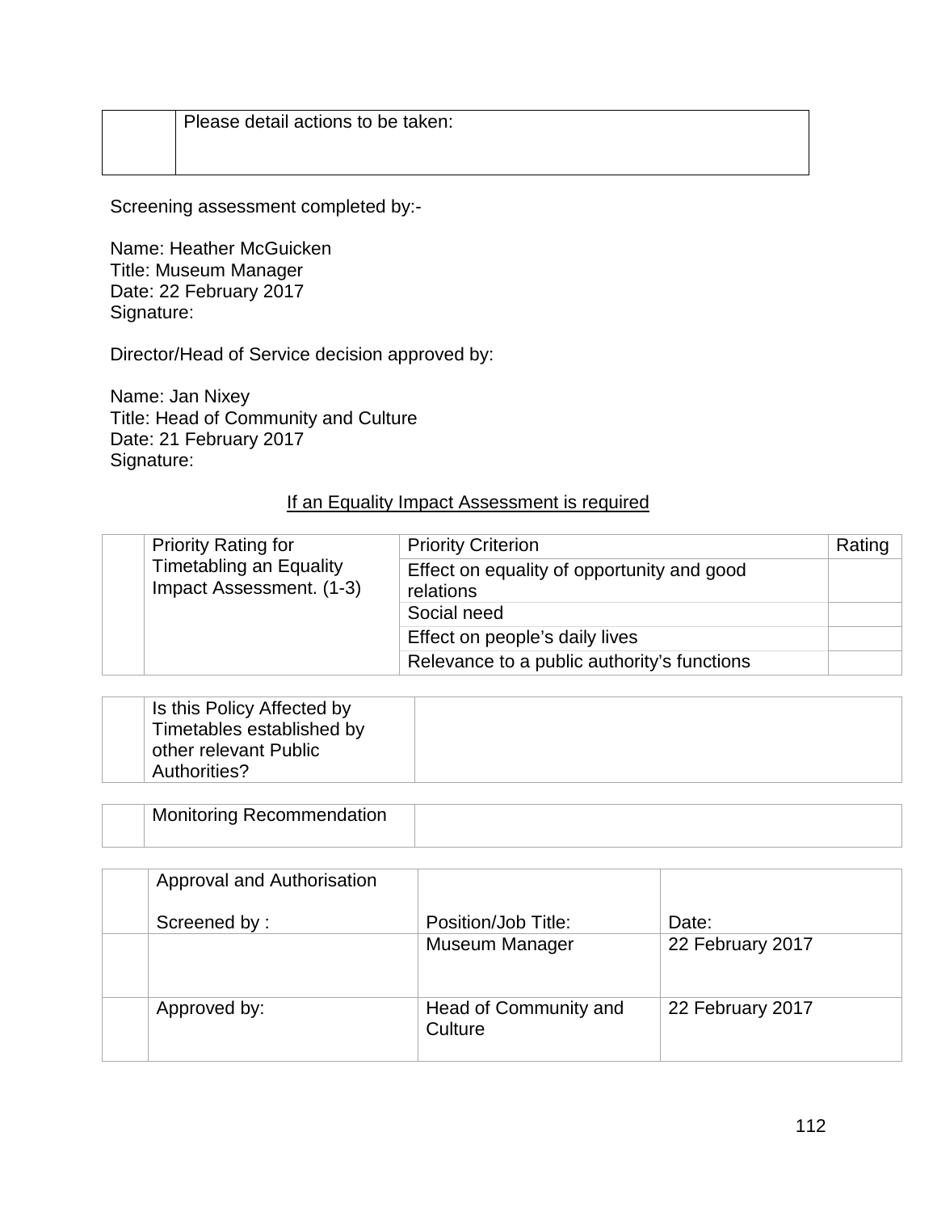| | |
|---|---|
| | Please detail actions to be taken: |

Screening assessment completed by:-

Name: Heather McGuicken
Title: Museum Manager
Date: 22 February 2017
Signature:

Director/Head of Service decision approved by:

Name: Jan Nixey
Title: Head of Community and Culture
Date: 21 February 2017
Signature:

<u>If an Equality Impact Assessment is required</u>

| | | | |
|---|---|---|---|
| | Priority Rating for Timetabling an Equality Impact Assessment. (1-3) | Priority Criterion | Rating |
| | | Effect on equality of opportunity and good relations | |
| | | Social need | |
| | | Effect on people's daily lives | |
| | | Relevance to a public authority's functions | |

| | | |
|---|---|---|
| | Is this Policy Affected by Timetables established by other relevant Public Authorities? | |

| | | |
|---|---|---|
| | Monitoring Recommendation | |

| | | | |
|---|---|---|---|
| | Approval and Authorisation<br><br>Screened by : | Position/Job Title: | Date: |
| | | Museum Manager | 22 February 2017 |
| | Approved by: | Head of Community and Culture | 22 February 2017 |